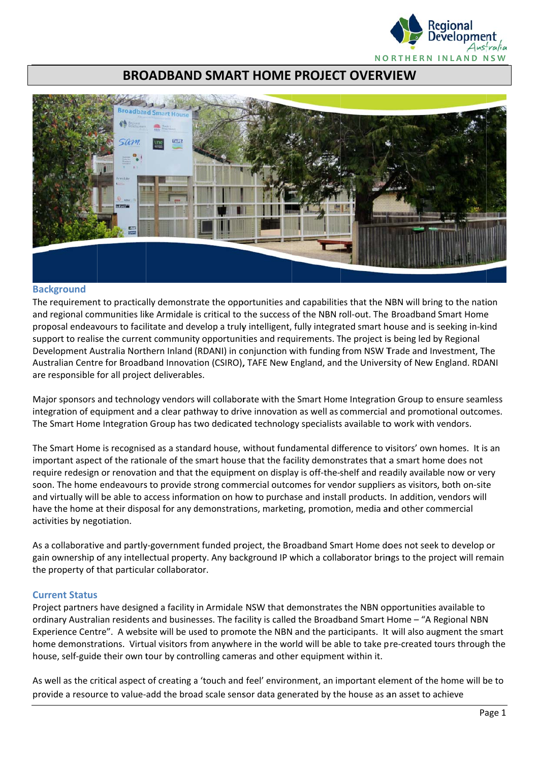# BROADBAND SMART HOME PROJECT OVERVIEW

## Background

The requirement to practically demonstrate the opportunities and capabilities that the NBN will bring to the nation and regional communities like Armidale is critical to the success of the NBN roll-out. The Broadband Smart Home proposal endeavours to facilitate and develop a truly intelligent, fully integrated smart house and is seeking in-kind support to realise the current community opportunities and requirements. The project is being led by Regional Development Australia Northern Inland (RDANI) in conjunction with funding from NSW Trade and Investment, The Australian Centre for Broadband Innovation (CSIRO), TAFE New England, and the University of New England. RDANI are responsible for all project deliverables.

Major sponsors and technology vendors will collaborate with the Smart Home Integration Group to ensure seamless integration of equipment and a clear pathway to drive innovation as well as commercial and promotional outcomes. The Smart Home Integration Group has two dedicated technology specialists available to work with vendors.

The Smart Home is recognised as a standard house, without fundamental difference to visitors' own homes. It is an important aspect of the rationale of the smart house that a smart home does not require redesign or renovation and that the equipment on display is off-the-shelf and readily available now or very soon. The home endeavours to provide strong commercial outcomes for vendor suppliers as visitors, both on-site and virtually will be able to access information on how to purchase and install products. In addition, vendors will have the home at their disposal for any demonstrations, marketing, promotion, media and other commercial activities by negotiation.

As a collaborative and partly-government funded project, the Broadband Smart Home does not seek to develop or gain ownership of any intellectual property. Any background IP which a collaborator brings to the project will remain the property of that particular collaborator.

## Current Status

Project partners have designed a facility in Armidale NSW that demonstrates the NBN opportunities available to ordinary Australian residents and businesses. The facility is called the Broadband Smart Home – "A Regional NBN Experience Centre". A website will be used to promote the NBN and the participants. It will also augment the smart home demonstrations. Virtual visitors from anywhere in the world will be able to take pre-created tours through the house, self-guide their own tour by controlling cameras and other equipment within it.

As well as the critical aspect of creating a 'touch and feel' environment, an important element of the home will be to provide a resource to value-add the broad scale sensor data generated by the house as an asset to achieve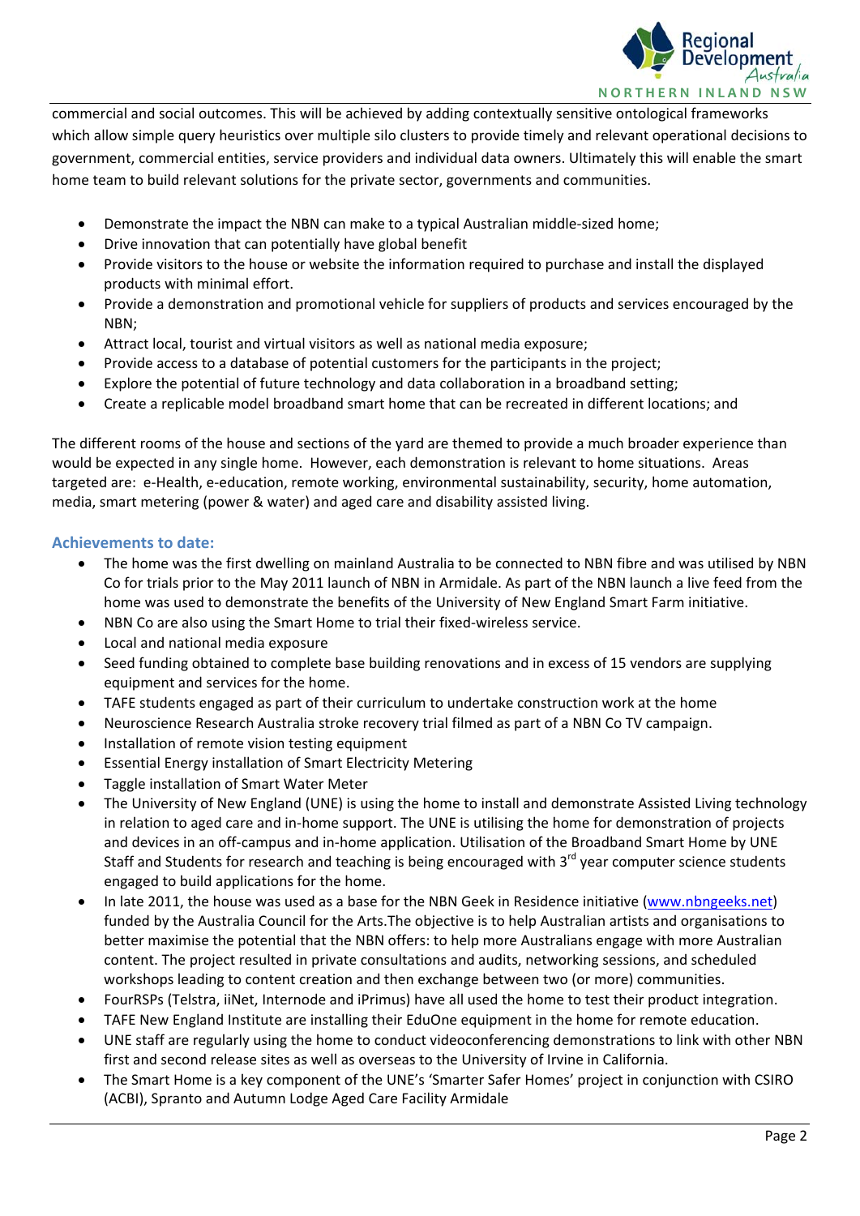commercial and social outcomes. This will be achieved by adding contextually sensitive ontological frameworks which allow simple query heuristics over multiple silo clusters to provide timely and relevant operational decisions to government, commercial entities, service providers and individual data owners. Ultimately this will enable the smart home team to build relevant solutions for the private sector, governments and communities.

- Demonstrate the impact the NBN can make to a typical Australian middle-sized home;
- Drive innovation that can potentially have global benefit
- Provide visitors to the house or website the information required to purchase and install the displayed products with minimal effort.
- Provide a demonstration and promotional vehicle for suppliers of products and services encouraged by the NBN;
- Attract local, tourist and virtual visitors as well as national media exposure;
- Provide access to a database of potential customers for the participants in the project;
- Explore the potential of future technology and data collaboration in a broadband setting;
- Create a replicable model broadband smart home that can be recreated in different locations; and

The different rooms of the house and sections of the yard are themed to provide a much broader experience than would be expected in any single home. However, each demonstration is relevant to home situations. Areas targeted are: e-Health, e-education, remote working, environmental sustainability, security, home automation, media, smart metering (power & water) and aged care and disability assisted living.

### Achievements to date:

- The home was the first dwelling on mainland Australia to be connected to NBN fibre and was utilised by NBN Co for trials prior to the May 2011 launch of NBN in Armidale. As part of the NBN launch a live feed from the home was used to demonstrate the benefits of the University of New England Smart Farm initiative.
- NBN Co are also using the Smart Home to trial their fixed-wireless service.
- Local and national media exposure
- Seed funding obtained to complete base building renovations and in excess of 15 vendors are supplying equipment and services for the home.
- TAFE students engaged as part of their curriculum to undertake construction work at the home
- Neuroscience Research Australia stroke recovery trial filmed as part of a NBN Co TV campaign.
- Installation of remote vision testing equipment
- Essential Energy installation of Smart Electricity Metering
- Taggle installation of Smart Water Meter
- The University of New England (UNE) is using the home to install and demonstrate Assisted Living technology in relation to aged care and in-home support. The UNE is utilising the home for demonstration of projects and devices in an off-campus and in-home application. Utilisation of the Broadband Smart Home by UNE Staff and Students for research and teaching is being encouraged with 3rd year computer science students engaged to build applications for the home.
- In late 2011, the house was used as a base for the NBN Geek in Residence initiative (www.nbngeeks.net) funded by the Australia Council for the Arts.The objective is to help Australian artists and organisations to better maximise the potential that the NBN offers: to help more Australians engage with more Australian content. The project resulted in private consultations and audits, networking sessions, and scheduled workshops leading to content creation and then exchange between two (or more) communities.
- FourRSPs (Telstra, iiNet, Internode and iPrimus) have all used the home to test their product integration.
- TAFE New England Institute are installing their EduOne equipment in the home for remote education.
- UNE staff are regularly using the home to conduct videoconferencing demonstrations to link with other NBN first and second release sites as well as overseas to the University of Irvine in California.
- The Smart Home is a key component of the UNE's 'Smarter Safer Homes' project in conjunction with CSIRO (ACBI), Spranto and Autumn Lodge Aged Care Facility Armidale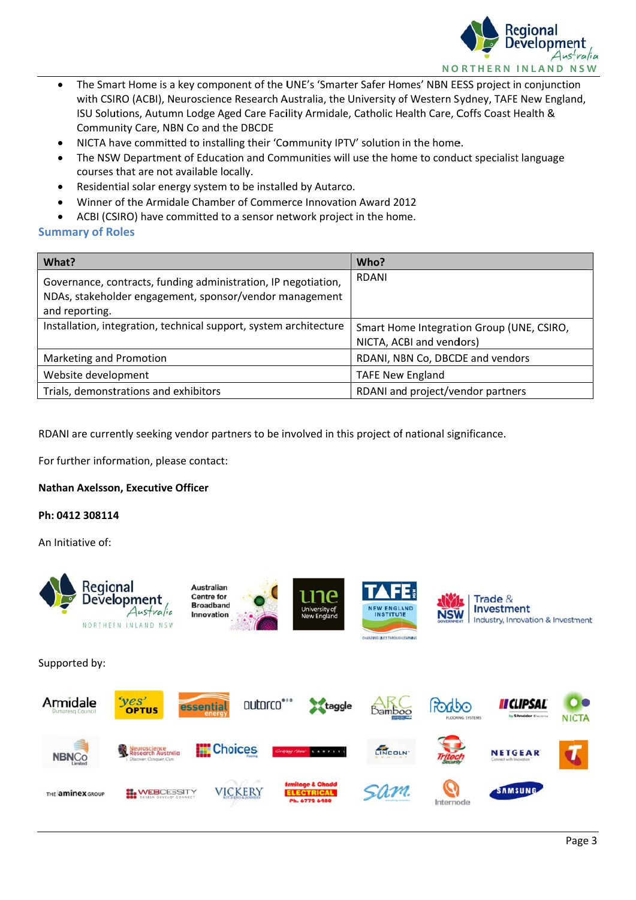- The Smart Home is a key component of the UNE's 'Smarter Safer Homes' NBN EESS project in conjunction with CSIRO (ACBI), Neuroscience Research Australia, the University of Western Sydney, TAFE New England, ISU Solutions, Autumn Lodge Aged Care Facility Armidale, Catholic Health Care, Coffs Coast Health & Community Care, NBN Co and the DBCDE
- NICTA have committed to installing their 'Community IPTV' solution in the home.
- The NSW Department of Education and Communities will use the home to conduct specialist language courses that are not available locally.
- Residential solar energy system to be installed by Autarco.
- Winner of the Armidale Chamber of Commerce Innovation Award 2012
- ACBI (CSIRO) have committed to a sensor network project in the home.

## Summary of Roles

| What? | Who? |
|---|---|
| Governance, contracts, funding administration, IP negotiation, NDAs, stakeholder engagement, sponsor/vendor management and reporting. | RDANI |
| Installation, integration, technical support, system architecture | Smart Home Integration Group (UNE, CSIRO, NICTA, ACBI and vendors) |
| Marketing and Promotion | RDANI, NBN Co, DBCDE and vendors |
| Website development | TAFE New England |
| Trials, demonstrations and exhibitors | RDANI and project/vendor partners |

RDANI are currently seeking vendor partners to be involved in this project of national significance.

For further information, please contact:

**Nathan Axelsson, Executive Officer**

**Ph: 0412 308114**

An Initiative of:

Supported by: